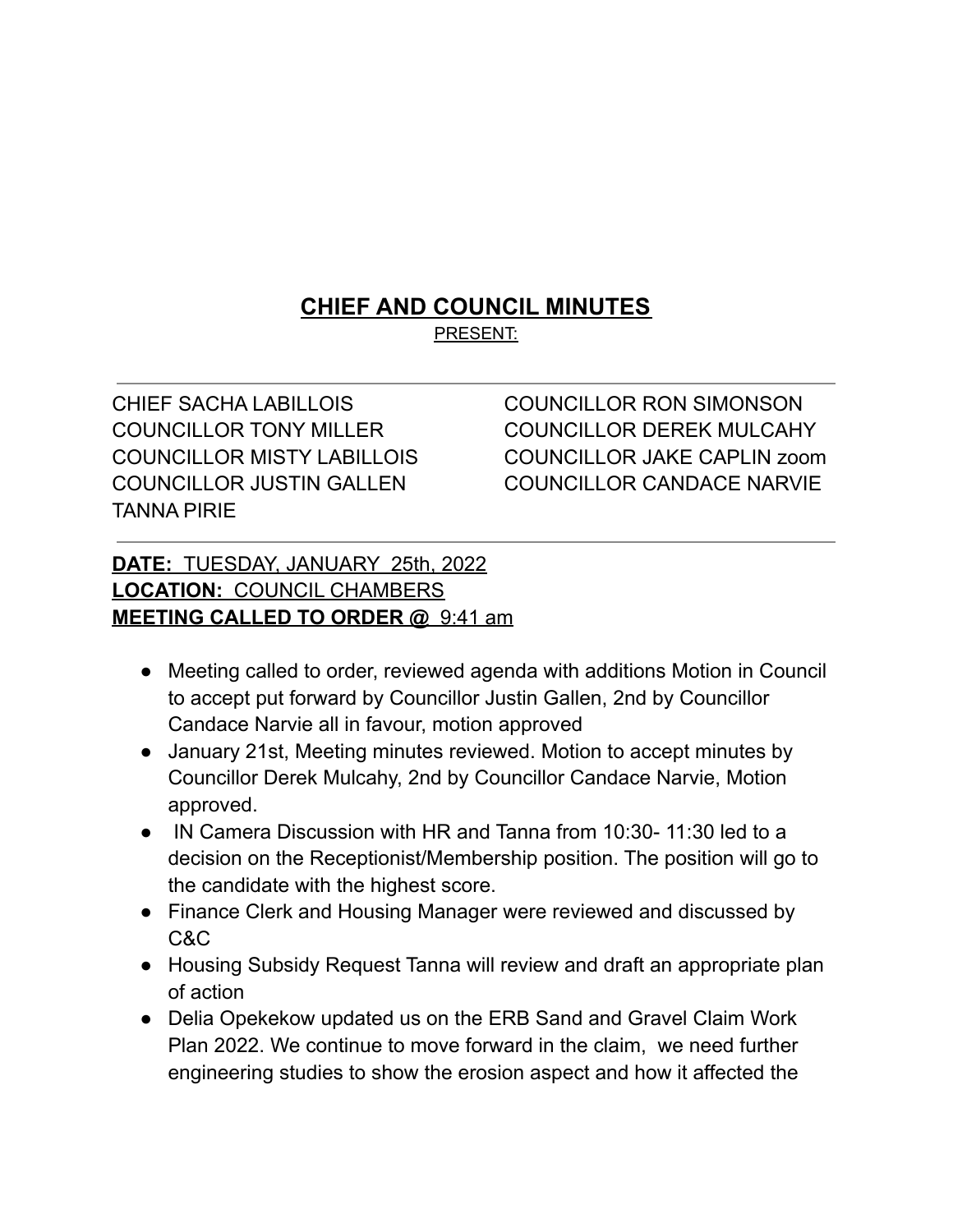# CHIEF AND COUNCIL MINUTES

PRESENT:

CHIEF SACHA LABILLOIS
COUNCILLOR TONY MILLER
COUNCILLOR MISTY LABILLOIS
COUNCILLOR JUSTIN GALLEN
TANNA PIRIE
COUNCILLOR RON SIMONSON
COUNCILLOR DEREK MULCAHY
COUNCILLOR JAKE CAPLIN zoom
COUNCILLOR CANDACE NARVIE

**DATE:** TUESDAY, JANUARY 25th, 2022
**LOCATION:** COUNCIL CHAMBERS
**MEETING CALLED TO ORDER @** 9:41 am

- Meeting called to order, reviewed agenda with additions Motion in Council to accept put forward by Councillor Justin Gallen, 2nd by Councillor Candace Narvie all in favour, motion approved
- January 21st, Meeting minutes reviewed. Motion to accept minutes by Councillor Derek Mulcahy, 2nd by Councillor Candace Narvie, Motion approved.
- IN Camera Discussion with HR and Tanna from 10:30- 11:30 led to a decision on the Receptionist/Membership position. The position will go to the candidate with the highest score.
- Finance Clerk and Housing Manager were reviewed and discussed by C&C
- Housing Subsidy Request Tanna will review and draft an appropriate plan of action
- Delia Opekekow updated us on the ERB Sand and Gravel Claim Work Plan 2022. We continue to move forward in the claim, we need further engineering studies to show the erosion aspect and how it affected the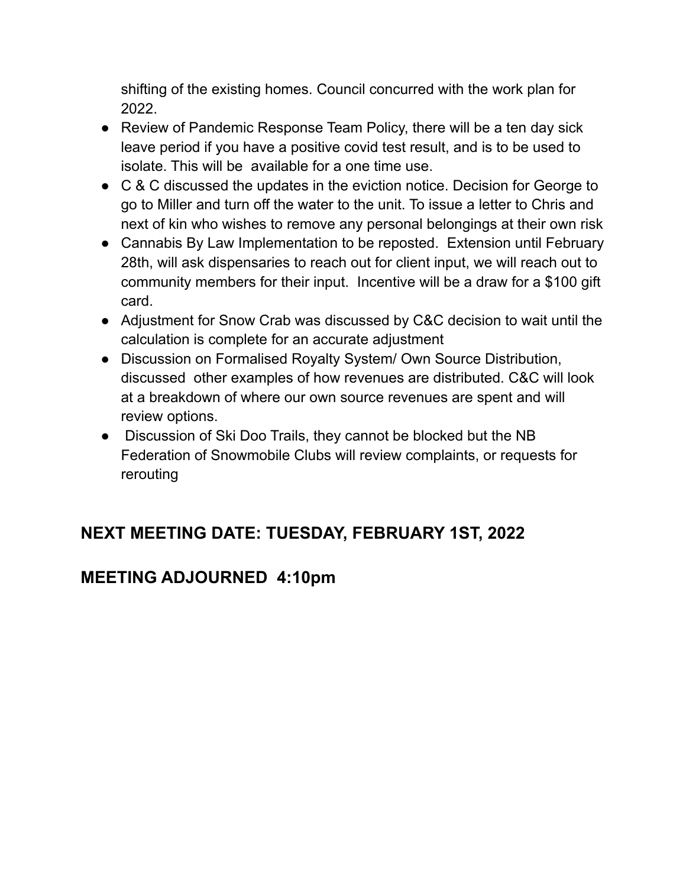shifting of the existing homes. Council concurred with the work plan for 2022.

- Review of Pandemic Response Team Policy, there will be a ten day sick leave period if you have a positive covid test result, and is to be used to isolate. This will be available for a one time use.
- C & C discussed the updates in the eviction notice. Decision for George to go to Miller and turn off the water to the unit. To issue a letter to Chris and next of kin who wishes to remove any personal belongings at their own risk
- Cannabis By Law Implementation to be reposted. Extension until February 28th, will ask dispensaries to reach out for client input, we will reach out to community members for their input. Incentive will be a draw for a $100 gift card.
- Adjustment for Snow Crab was discussed by C&C decision to wait until the calculation is complete for an accurate adjustment
- Discussion on Formalised Royalty System/ Own Source Distribution, discussed other examples of how revenues are distributed. C&C will look at a breakdown of where our own source revenues are spent and will review options.
- Discussion of Ski Doo Trails, they cannot be blocked but the NB Federation of Snowmobile Clubs will review complaints, or requests for rerouting

## NEXT MEETING DATE: TUESDAY, FEBRUARY 1ST, 2022

## MEETING ADJOURNED 4:10pm